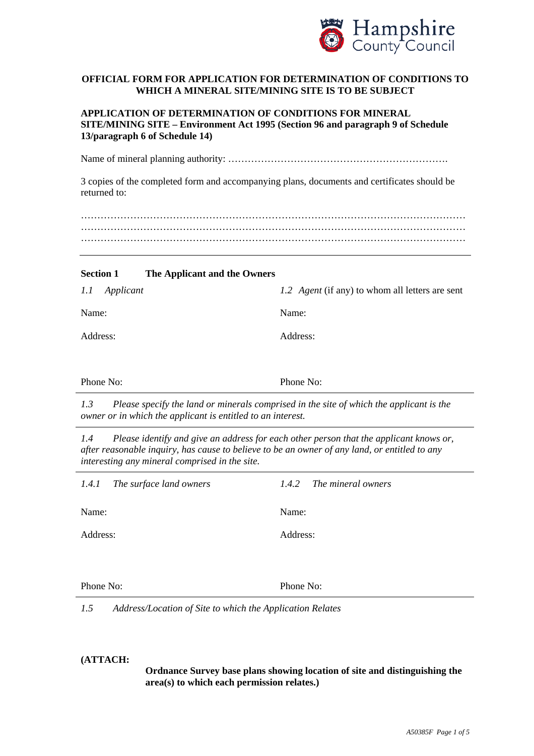Hampshire County Council

**OFFICIAL FORM FOR APPLICATION FOR DETERMINATION OF CONDITIONS TO WHICH A MINERAL SITE/MINING SITE IS TO BE SUBJECT**

**APPLICATION OF DETERMINATION OF CONDITIONS FOR MINERAL SITE/MINING SITE – Environment Act 1995 (Section 96 and paragraph 9 of Schedule 13/paragraph 6 of Schedule 14)**

Name of mineral planning authority: ………………………………………………………….

3 copies of the completed form and accompanying plans, documents and certificates should be returned to:

……………………………………………………………………………………………………
……………………………………………………………………………………………………
……………………………………………………………………………………………………

---

**Section 1 The Applicant and the Owners**

| *1.1 Applicant* | *1.2 Agent* (if any) to whom all letters are sent |
|---|---|
| Name: | Name: |
| Address: | Address: |
| Phone No: | Phone No: |

*1.3 Please specify the land or minerals comprised in the site of which the applicant is the owner or in which the applicant is entitled to an interest.*

*1.4 Please identify and give an address for each other person that the applicant knows or, after reasonable inquiry, has cause to believe to be an owner of any land, or entitled to any interesting any mineral comprised in the site.*

| *1.4.1 The surface land owners* | *1.4.2 The mineral owners* |
|---|---|
| Name: | Name: |
| Address: | Address: |
| Phone No: | Phone No: |

*1.5 Address/Location of Site to which the Application Relates*

**(ATTACH:**

**Ordnance Survey base plans showing location of site and distinguishing the area(s) to which each permission relates.)**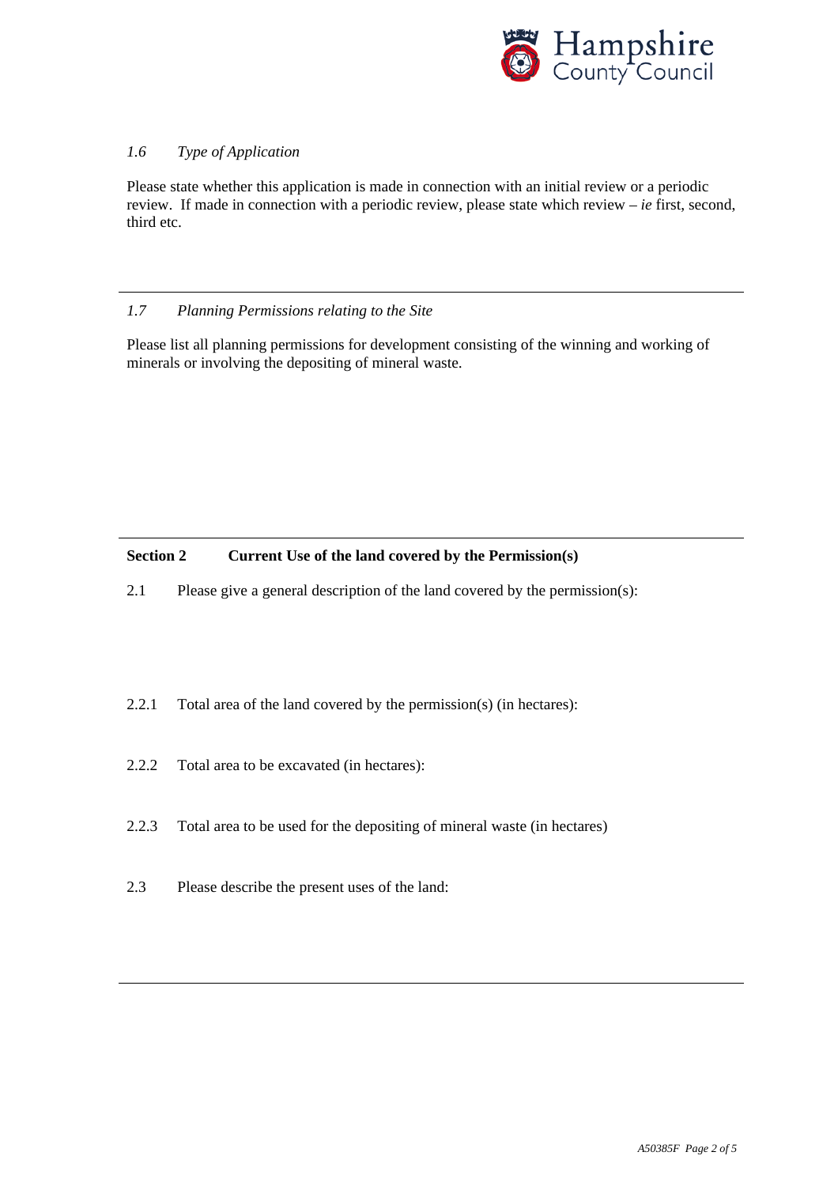*1.6 Type of Application*

Please state whether this application is made in connection with an initial review or a periodic review. If made in connection with a periodic review, please state which review – *ie* first, second, third etc.

---

*1.7 Planning Permissions relating to the Site*

Please list all planning permissions for development consisting of the winning and working of minerals or involving the depositing of mineral waste.

---

**Section 2 Current Use of the land covered by the Permission(s)**

2.1 Please give a general description of the land covered by the permission(s):

2.2.1 Total area of the land covered by the permission(s) (in hectares):

2.2.2 Total area to be excavated (in hectares):

2.2.3 Total area to be used for the depositing of mineral waste (in hectares)

2.3 Please describe the present uses of the land:

---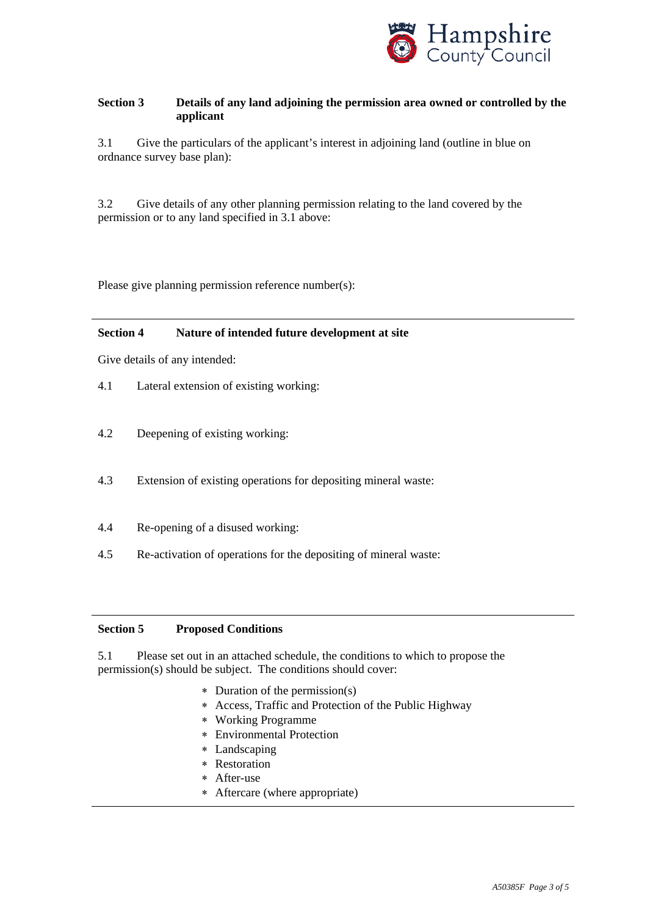## Section 3 Details of any land adjoining the permission area owned or controlled by the applicant

3.1 Give the particulars of the applicant's interest in adjoining land (outline in blue on ordnance survey base plan):

3.2 Give details of any other planning permission relating to the land covered by the permission or to any land specified in 3.1 above:

Please give planning permission reference number(s):

---

## Section 4 Nature of intended future development at site

Give details of any intended:

4.1 Lateral extension of existing working:

4.2 Deepening of existing working:

4.3 Extension of existing operations for depositing mineral waste:

4.4 Re-opening of a disused working:

4.5 Re-activation of operations for the depositing of mineral waste:

---

## Section 5 Proposed Conditions

5.1 Please set out in an attached schedule, the conditions to which to propose the permission(s) should be subject. The conditions should cover:

- Duration of the permission(s)
- Access, Traffic and Protection of the Public Highway
- Working Programme
- Environmental Protection
- Landscaping
- Restoration
- After-use
- Aftercare (where appropriate)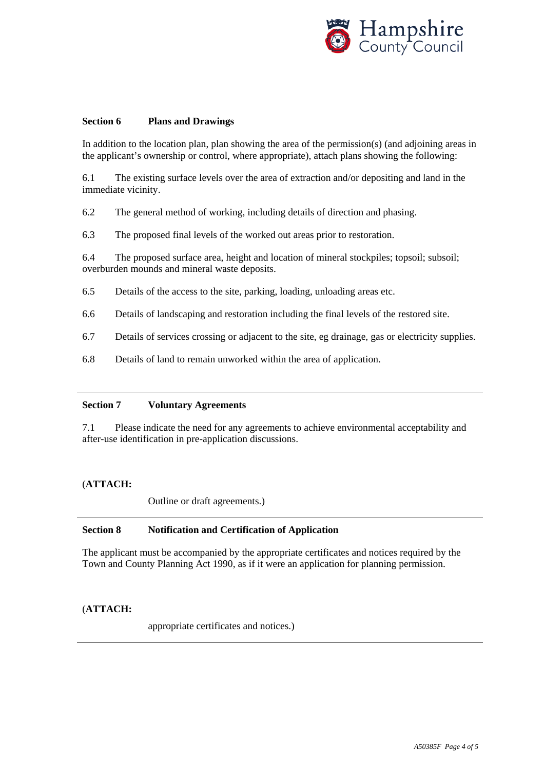## Section 6 Plans and Drawings

In addition to the location plan, plan showing the area of the permission(s) (and adjoining areas in the applicant's ownership or control, where appropriate), attach plans showing the following:

6.1 The existing surface levels over the area of extraction and/or depositing and land in the immediate vicinity.

6.2 The general method of working, including details of direction and phasing.

6.3 The proposed final levels of the worked out areas prior to restoration.

6.4 The proposed surface area, height and location of mineral stockpiles; topsoil; subsoil; overburden mounds and mineral waste deposits.

6.5 Details of the access to the site, parking, loading, unloading areas etc.

6.6 Details of landscaping and restoration including the final levels of the restored site.

6.7 Details of services crossing or adjacent to the site, eg drainage, gas or electricity supplies.

6.8 Details of land to remain unworked within the area of application.

---

## Section 7 Voluntary Agreements

7.1 Please indicate the need for any agreements to achieve environmental acceptability and after-use identification in pre-application discussions.

(**ATTACH:**

Outline or draft agreements.)

---

## Section 8 Notification and Certification of Application

The applicant must be accompanied by the appropriate certificates and notices required by the Town and County Planning Act 1990, as if it were an application for planning permission.

(**ATTACH:**

appropriate certificates and notices.)

---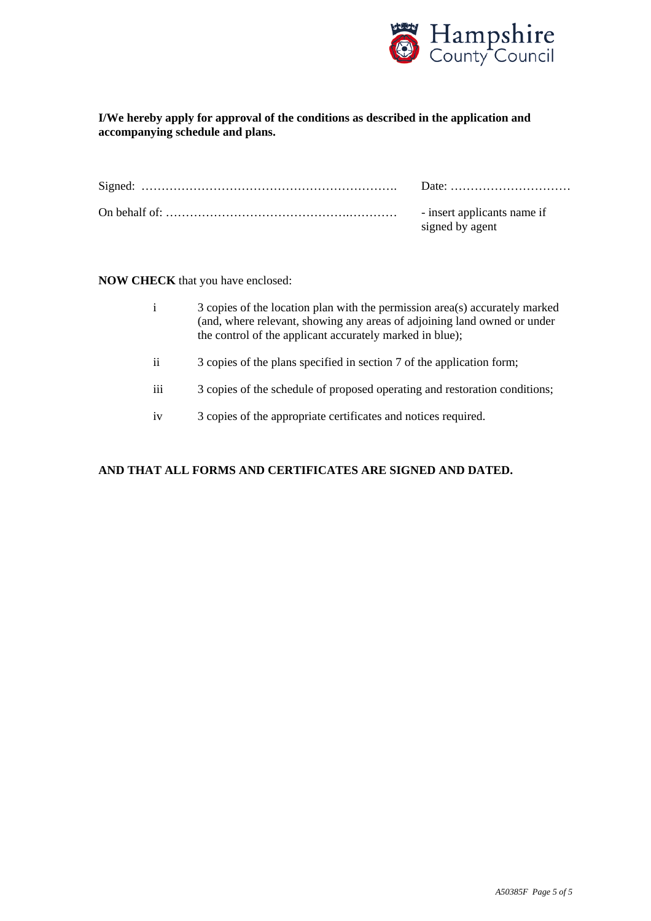**I/We hereby apply for approval of the conditions as described in the application and accompanying schedule and plans.**

Signed: ………………………………………………………. Date: …………………………

On behalf of: ………………………………………..………… - insert applicants name if signed by agent

**NOW CHECK** that you have enclosed:

i 3 copies of the location plan with the permission area(s) accurately marked (and, where relevant, showing any areas of adjoining land owned or under the control of the applicant accurately marked in blue);

ii 3 copies of the plans specified in section 7 of the application form;

iii 3 copies of the schedule of proposed operating and restoration conditions;

iv 3 copies of the appropriate certificates and notices required.

**AND THAT ALL FORMS AND CERTIFICATES ARE SIGNED AND DATED.**